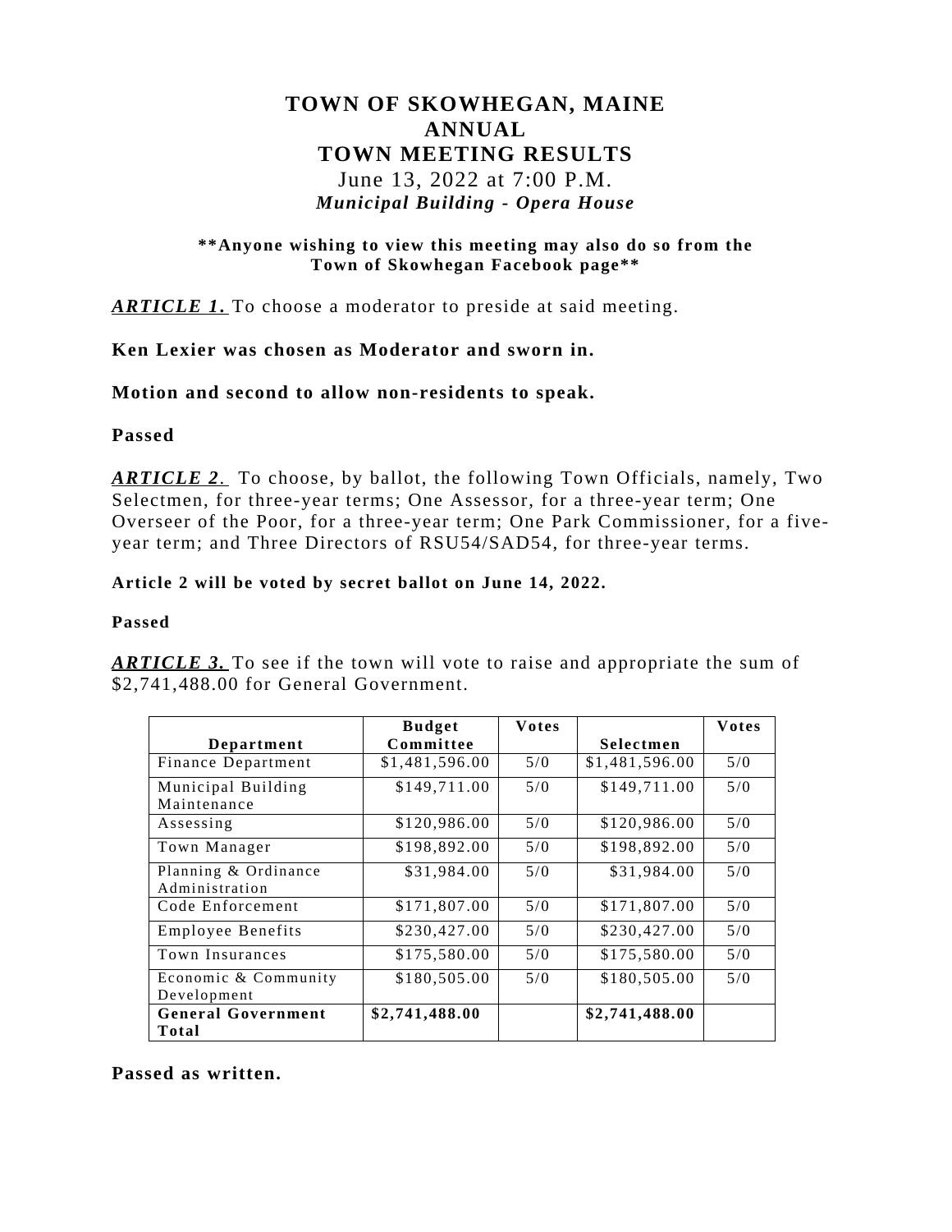# TOWN OF SKOWHEGAN, MAINE
# ANNUAL
# TOWN MEETING RESULTS

June 13, 2022 at 7:00 P.M.

***Municipal Building - Opera House***

**\*\*Anyone wishing to view this meeting may also do so from the Town of Skowhegan Facebook page\*\***

***ARTICLE 1.*** To choose a moderator to preside at said meeting.

**Ken Lexier was chosen as Moderator and sworn in.**

**Motion and second to allow non-residents to speak.**

**Passed**

***ARTICLE 2.*** To choose, by ballot, the following Town Officials, namely, Two Selectmen, for three-year terms; One Assessor, for a three-year term; One Overseer of the Poor, for a three-year term; One Park Commissioner, for a five-year term; and Three Directors of RSU54/SAD54, for three-year terms.

**Article 2 will be voted by secret ballot on June 14, 2022.**

**Passed**

***ARTICLE 3.*** To see if the town will vote to raise and appropriate the sum of $2,741,488.00 for General Government.

| Department | Budget Committee | Votes | Selectmen | Votes |
|---|---|---|---|---|
| Finance Department | $1,481,596.00 | 5/0 | $1,481,596.00 | 5/0 |
| Municipal Building Maintenance | $149,711.00 | 5/0 | $149,711.00 | 5/0 |
| Assessing | $120,986.00 | 5/0 | $120,986.00 | 5/0 |
| Town Manager | $198,892.00 | 5/0 | $198,892.00 | 5/0 |
| Planning & Ordinance Administration | $31,984.00 | 5/0 | $31,984.00 | 5/0 |
| Code Enforcement | $171,807.00 | 5/0 | $171,807.00 | 5/0 |
| Employee Benefits | $230,427.00 | 5/0 | $230,427.00 | 5/0 |
| Town Insurances | $175,580.00 | 5/0 | $175,580.00 | 5/0 |
| Economic & Community Development | $180,505.00 | 5/0 | $180,505.00 | 5/0 |
| **General Government Total** | **$2,741,488.00** | | **$2,741,488.00** | |

**Passed as written.**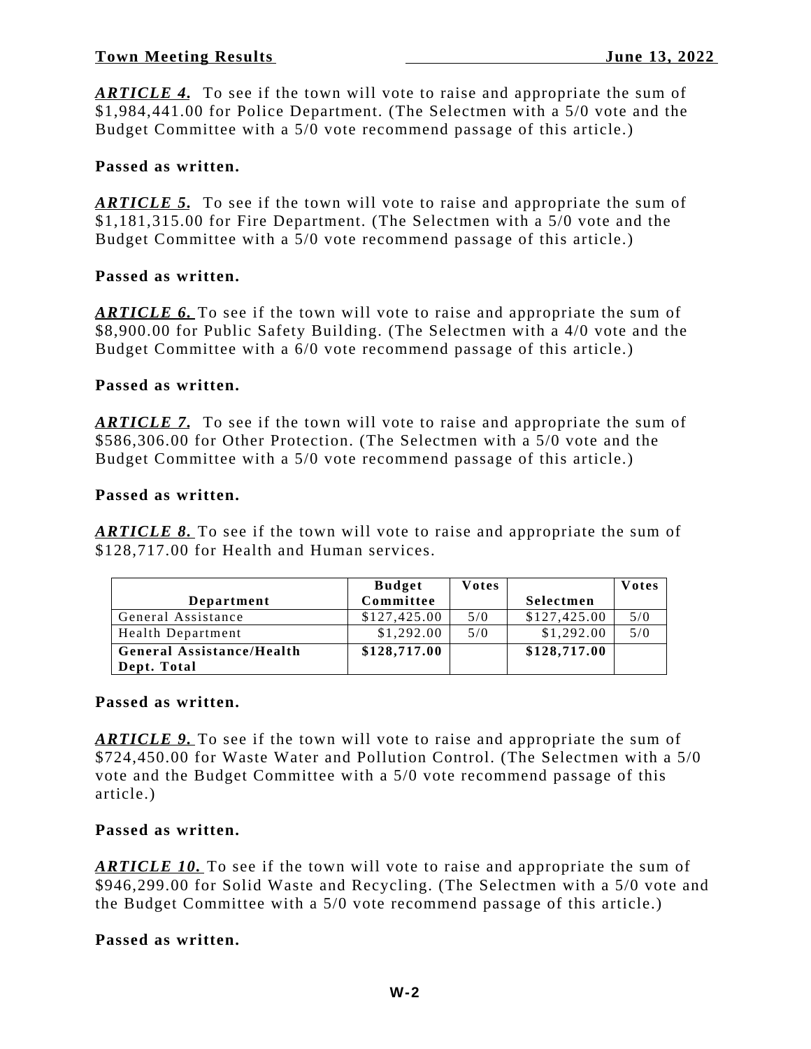***ARTICLE 4.*** To see if the town will vote to raise and appropriate the sum of $1,984,441.00 for Police Department. (The Selectmen with a 5/0 vote and the Budget Committee with a 5/0 vote recommend passage of this article.)

**Passed as written.**

***ARTICLE 5.*** To see if the town will vote to raise and appropriate the sum of $1,181,315.00 for Fire Department. (The Selectmen with a 5/0 vote and the Budget Committee with a 5/0 vote recommend passage of this article.)

**Passed as written.**

***ARTICLE 6.*** To see if the town will vote to raise and appropriate the sum of $8,900.00 for Public Safety Building. (The Selectmen with a 4/0 vote and the Budget Committee with a 6/0 vote recommend passage of this article.)

**Passed as written.**

***ARTICLE 7.*** To see if the town will vote to raise and appropriate the sum of $586,306.00 for Other Protection. (The Selectmen with a 5/0 vote and the Budget Committee with a 5/0 vote recommend passage of this article.)

**Passed as written.**

***ARTICLE 8.*** To see if the town will vote to raise and appropriate the sum of $128,717.00 for Health and Human services.

| Department | Budget Committee | Votes | Selectmen | Votes |
|---|---|---|---|---|
| General Assistance | $127,425.00 | 5/0 | $127,425.00 | 5/0 |
| Health Department | $1,292.00 | 5/0 | $1,292.00 | 5/0 |
| **General Assistance/Health Dept. Total** | **$128,717.00** | | **$128,717.00** | |

**Passed as written.**

***ARTICLE 9.*** To see if the town will vote to raise and appropriate the sum of $724,450.00 for Waste Water and Pollution Control. (The Selectmen with a 5/0 vote and the Budget Committee with a 5/0 vote recommend passage of this article.)

**Passed as written.**

***ARTICLE 10.*** To see if the town will vote to raise and appropriate the sum of $946,299.00 for Solid Waste and Recycling. (The Selectmen with a 5/0 vote and the Budget Committee with a 5/0 vote recommend passage of this article.)

**Passed as written.**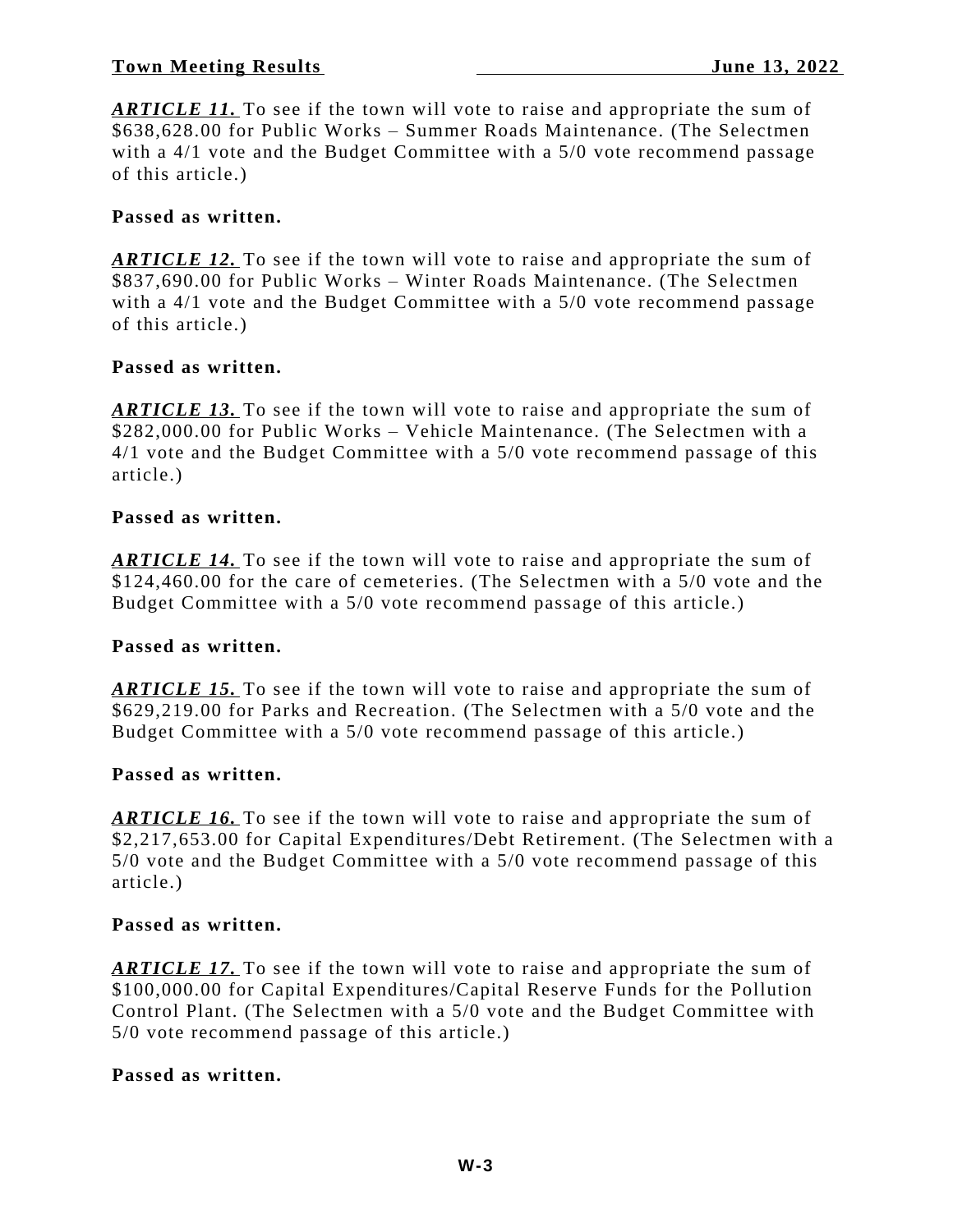***ARTICLE 11.*** To see if the town will vote to raise and appropriate the sum of $638,628.00 for Public Works – Summer Roads Maintenance. (The Selectmen with a 4/1 vote and the Budget Committee with a 5/0 vote recommend passage of this article.)

**Passed as written.**

***ARTICLE 12.*** To see if the town will vote to raise and appropriate the sum of $837,690.00 for Public Works – Winter Roads Maintenance. (The Selectmen with a 4/1 vote and the Budget Committee with a 5/0 vote recommend passage of this article.)

**Passed as written.**

***ARTICLE 13.*** To see if the town will vote to raise and appropriate the sum of $282,000.00 for Public Works – Vehicle Maintenance. (The Selectmen with a 4/1 vote and the Budget Committee with a 5/0 vote recommend passage of this article.)

**Passed as written.**

***ARTICLE 14.*** To see if the town will vote to raise and appropriate the sum of $124,460.00 for the care of cemeteries. (The Selectmen with a 5/0 vote and the Budget Committee with a 5/0 vote recommend passage of this article.)

**Passed as written.**

***ARTICLE 15.*** To see if the town will vote to raise and appropriate the sum of $629,219.00 for Parks and Recreation. (The Selectmen with a 5/0 vote and the Budget Committee with a 5/0 vote recommend passage of this article.)

**Passed as written.**

***ARTICLE 16.*** To see if the town will vote to raise and appropriate the sum of $2,217,653.00 for Capital Expenditures/Debt Retirement. (The Selectmen with a 5/0 vote and the Budget Committee with a 5/0 vote recommend passage of this article.)

**Passed as written.**

***ARTICLE 17.*** To see if the town will vote to raise and appropriate the sum of $100,000.00 for Capital Expenditures/Capital Reserve Funds for the Pollution Control Plant. (The Selectmen with a 5/0 vote and the Budget Committee with 5/0 vote recommend passage of this article.)

**Passed as written.**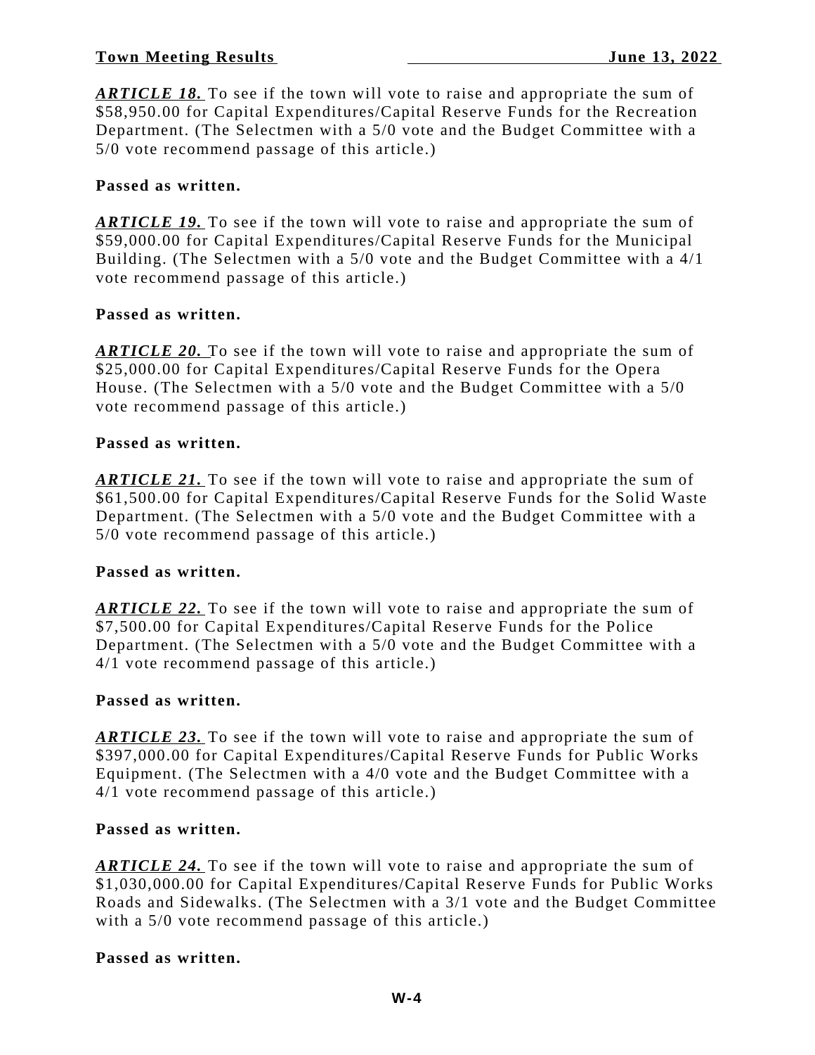***ARTICLE 18.*** To see if the town will vote to raise and appropriate the sum of $58,950.00 for Capital Expenditures/Capital Reserve Funds for the Recreation Department. (The Selectmen with a 5/0 vote and the Budget Committee with a 5/0 vote recommend passage of this article.)

**Passed as written.**

***ARTICLE 19.*** To see if the town will vote to raise and appropriate the sum of $59,000.00 for Capital Expenditures/Capital Reserve Funds for the Municipal Building. (The Selectmen with a 5/0 vote and the Budget Committee with a 4/1 vote recommend passage of this article.)

**Passed as written.**

***ARTICLE 20.*** To see if the town will vote to raise and appropriate the sum of $25,000.00 for Capital Expenditures/Capital Reserve Funds for the Opera House. (The Selectmen with a 5/0 vote and the Budget Committee with a 5/0 vote recommend passage of this article.)

**Passed as written.**

***ARTICLE 21.*** To see if the town will vote to raise and appropriate the sum of $61,500.00 for Capital Expenditures/Capital Reserve Funds for the Solid Waste Department. (The Selectmen with a 5/0 vote and the Budget Committee with a 5/0 vote recommend passage of this article.)

**Passed as written.**

***ARTICLE 22.*** To see if the town will vote to raise and appropriate the sum of $7,500.00 for Capital Expenditures/Capital Reserve Funds for the Police Department. (The Selectmen with a 5/0 vote and the Budget Committee with a 4/1 vote recommend passage of this article.)

**Passed as written.**

***ARTICLE 23.*** To see if the town will vote to raise and appropriate the sum of $397,000.00 for Capital Expenditures/Capital Reserve Funds for Public Works Equipment. (The Selectmen with a 4/0 vote and the Budget Committee with a 4/1 vote recommend passage of this article.)

**Passed as written.**

***ARTICLE 24.*** To see if the town will vote to raise and appropriate the sum of $1,030,000.00 for Capital Expenditures/Capital Reserve Funds for Public Works Roads and Sidewalks. (The Selectmen with a 3/1 vote and the Budget Committee with a 5/0 vote recommend passage of this article.)

**Passed as written.**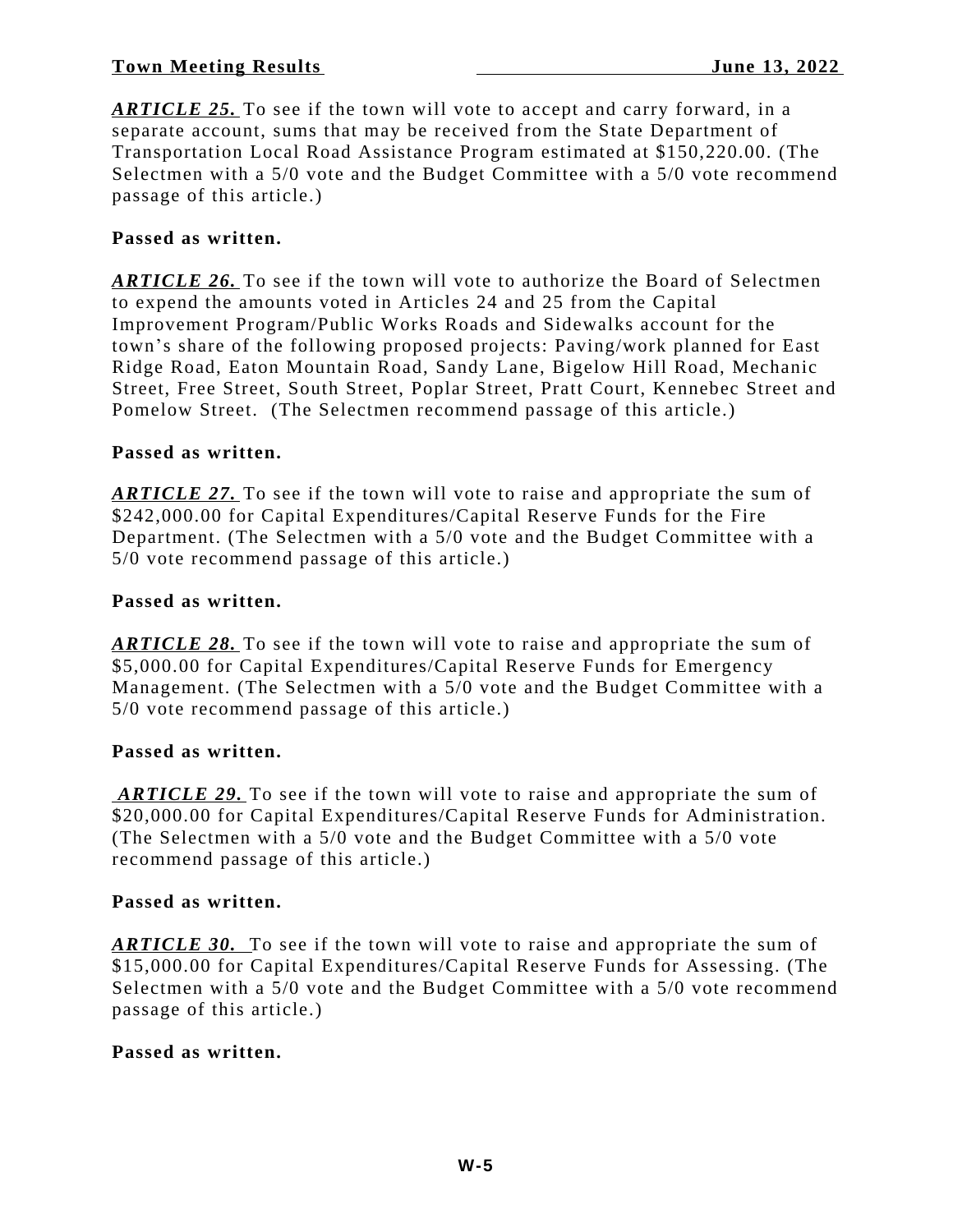***ARTICLE 25.*** To see if the town will vote to accept and carry forward, in a separate account, sums that may be received from the State Department of Transportation Local Road Assistance Program estimated at $150,220.00. (The Selectmen with a 5/0 vote and the Budget Committee with a 5/0 vote recommend passage of this article.)

**Passed as written.**

***ARTICLE 26.*** To see if the town will vote to authorize the Board of Selectmen to expend the amounts voted in Articles 24 and 25 from the Capital Improvement Program/Public Works Roads and Sidewalks account for the town's share of the following proposed projects: Paving/work planned for East Ridge Road, Eaton Mountain Road, Sandy Lane, Bigelow Hill Road, Mechanic Street, Free Street, South Street, Poplar Street, Pratt Court, Kennebec Street and Pomelow Street. (The Selectmen recommend passage of this article.)

**Passed as written.**

***ARTICLE 27.*** To see if the town will vote to raise and appropriate the sum of $242,000.00 for Capital Expenditures/Capital Reserve Funds for the Fire Department. (The Selectmen with a 5/0 vote and the Budget Committee with a 5/0 vote recommend passage of this article.)

**Passed as written.**

***ARTICLE 28.*** To see if the town will vote to raise and appropriate the sum of $5,000.00 for Capital Expenditures/Capital Reserve Funds for Emergency Management. (The Selectmen with a 5/0 vote and the Budget Committee with a 5/0 vote recommend passage of this article.)

**Passed as written.**

***ARTICLE 29.*** To see if the town will vote to raise and appropriate the sum of $20,000.00 for Capital Expenditures/Capital Reserve Funds for Administration. (The Selectmen with a 5/0 vote and the Budget Committee with a 5/0 vote recommend passage of this article.)

**Passed as written.**

***ARTICLE 30.*** To see if the town will vote to raise and appropriate the sum of $15,000.00 for Capital Expenditures/Capital Reserve Funds for Assessing. (The Selectmen with a 5/0 vote and the Budget Committee with a 5/0 vote recommend passage of this article.)

**Passed as written.**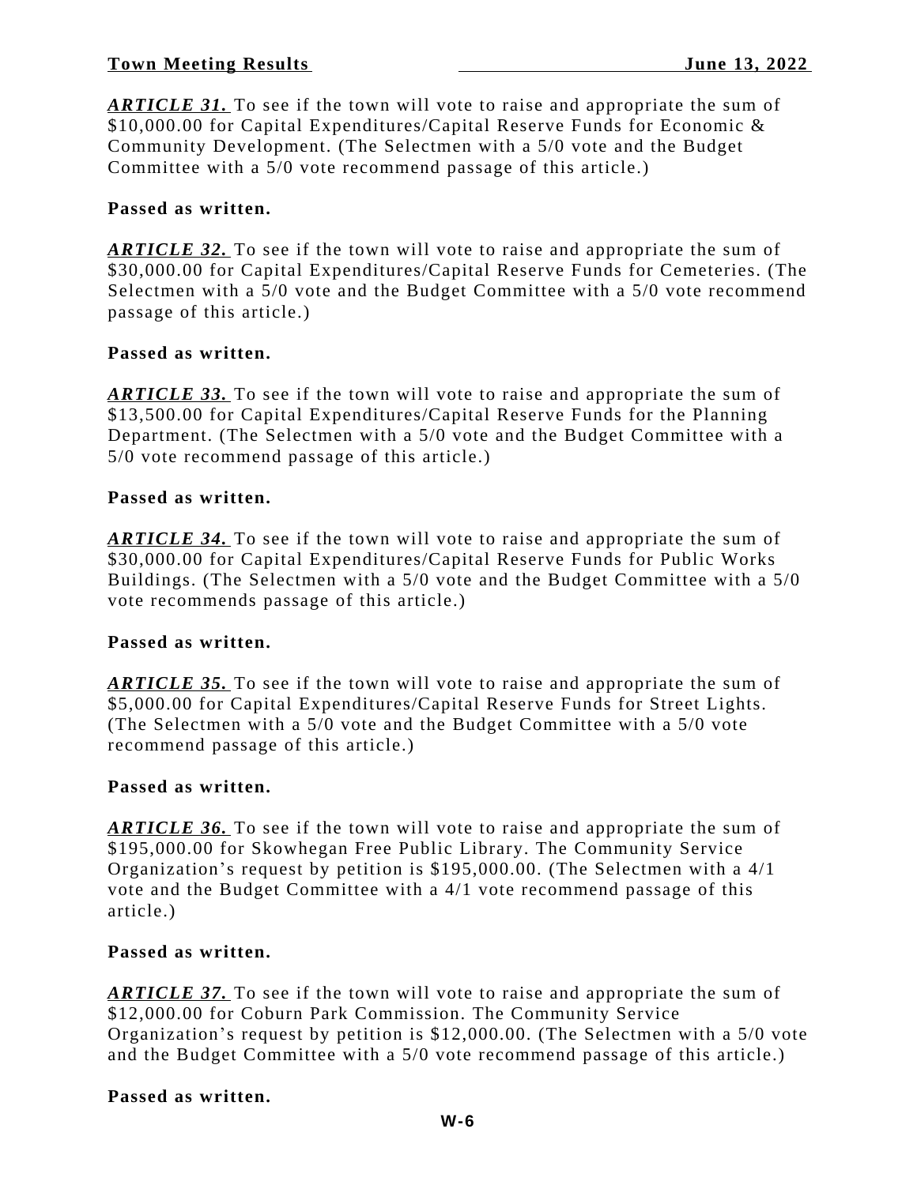***ARTICLE 31.*** To see if the town will vote to raise and appropriate the sum of $10,000.00 for Capital Expenditures/Capital Reserve Funds for Economic & Community Development. (The Selectmen with a 5/0 vote and the Budget Committee with a 5/0 vote recommend passage of this article.)

**Passed as written.**

***ARTICLE 32.*** To see if the town will vote to raise and appropriate the sum of $30,000.00 for Capital Expenditures/Capital Reserve Funds for Cemeteries. (The Selectmen with a 5/0 vote and the Budget Committee with a 5/0 vote recommend passage of this article.)

**Passed as written.**

***ARTICLE 33.*** To see if the town will vote to raise and appropriate the sum of $13,500.00 for Capital Expenditures/Capital Reserve Funds for the Planning Department. (The Selectmen with a 5/0 vote and the Budget Committee with a 5/0 vote recommend passage of this article.)

**Passed as written.**

***ARTICLE 34.*** To see if the town will vote to raise and appropriate the sum of $30,000.00 for Capital Expenditures/Capital Reserve Funds for Public Works Buildings. (The Selectmen with a 5/0 vote and the Budget Committee with a 5/0 vote recommends passage of this article.)

**Passed as written.**

***ARTICLE 35.*** To see if the town will vote to raise and appropriate the sum of $5,000.00 for Capital Expenditures/Capital Reserve Funds for Street Lights. (The Selectmen with a 5/0 vote and the Budget Committee with a 5/0 vote recommend passage of this article.)

**Passed as written.**

***ARTICLE 36.*** To see if the town will vote to raise and appropriate the sum of $195,000.00 for Skowhegan Free Public Library. The Community Service Organization's request by petition is $195,000.00. (The Selectmen with a 4/1 vote and the Budget Committee with a 4/1 vote recommend passage of this article.)

**Passed as written.**

***ARTICLE 37.*** To see if the town will vote to raise and appropriate the sum of $12,000.00 for Coburn Park Commission. The Community Service Organization's request by petition is $12,000.00. (The Selectmen with a 5/0 vote and the Budget Committee with a 5/0 vote recommend passage of this article.)

**Passed as written.**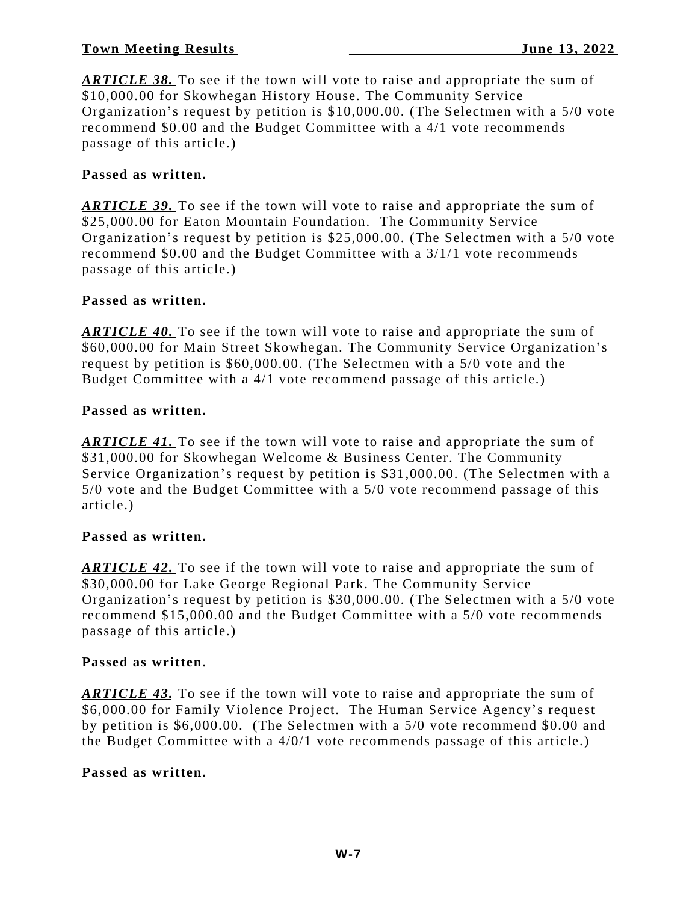***ARTICLE 38.*** To see if the town will vote to raise and appropriate the sum of $10,000.00 for Skowhegan History House. The Community Service Organization's request by petition is $10,000.00. (The Selectmen with a 5/0 vote recommend $0.00 and the Budget Committee with a 4/1 vote recommends passage of this article.)

**Passed as written.**

***ARTICLE 39.*** To see if the town will vote to raise and appropriate the sum of $25,000.00 for Eaton Mountain Foundation. The Community Service Organization's request by petition is $25,000.00. (The Selectmen with a 5/0 vote recommend $0.00 and the Budget Committee with a 3/1/1 vote recommends passage of this article.)

**Passed as written.**

***ARTICLE 40.*** To see if the town will vote to raise and appropriate the sum of $60,000.00 for Main Street Skowhegan. The Community Service Organization's request by petition is $60,000.00. (The Selectmen with a 5/0 vote and the Budget Committee with a 4/1 vote recommend passage of this article.)

**Passed as written.**

***ARTICLE 41.*** To see if the town will vote to raise and appropriate the sum of $31,000.00 for Skowhegan Welcome & Business Center. The Community Service Organization's request by petition is $31,000.00. (The Selectmen with a 5/0 vote and the Budget Committee with a 5/0 vote recommend passage of this article.)

**Passed as written.**

***ARTICLE 42.*** To see if the town will vote to raise and appropriate the sum of $30,000.00 for Lake George Regional Park. The Community Service Organization's request by petition is $30,000.00. (The Selectmen with a 5/0 vote recommend $15,000.00 and the Budget Committee with a 5/0 vote recommends passage of this article.)

**Passed as written.**

***ARTICLE 43.*** To see if the town will vote to raise and appropriate the sum of $6,000.00 for Family Violence Project. The Human Service Agency's request by petition is $6,000.00. (The Selectmen with a 5/0 vote recommend $0.00 and the Budget Committee with a 4/0/1 vote recommends passage of this article.)

**Passed as written.**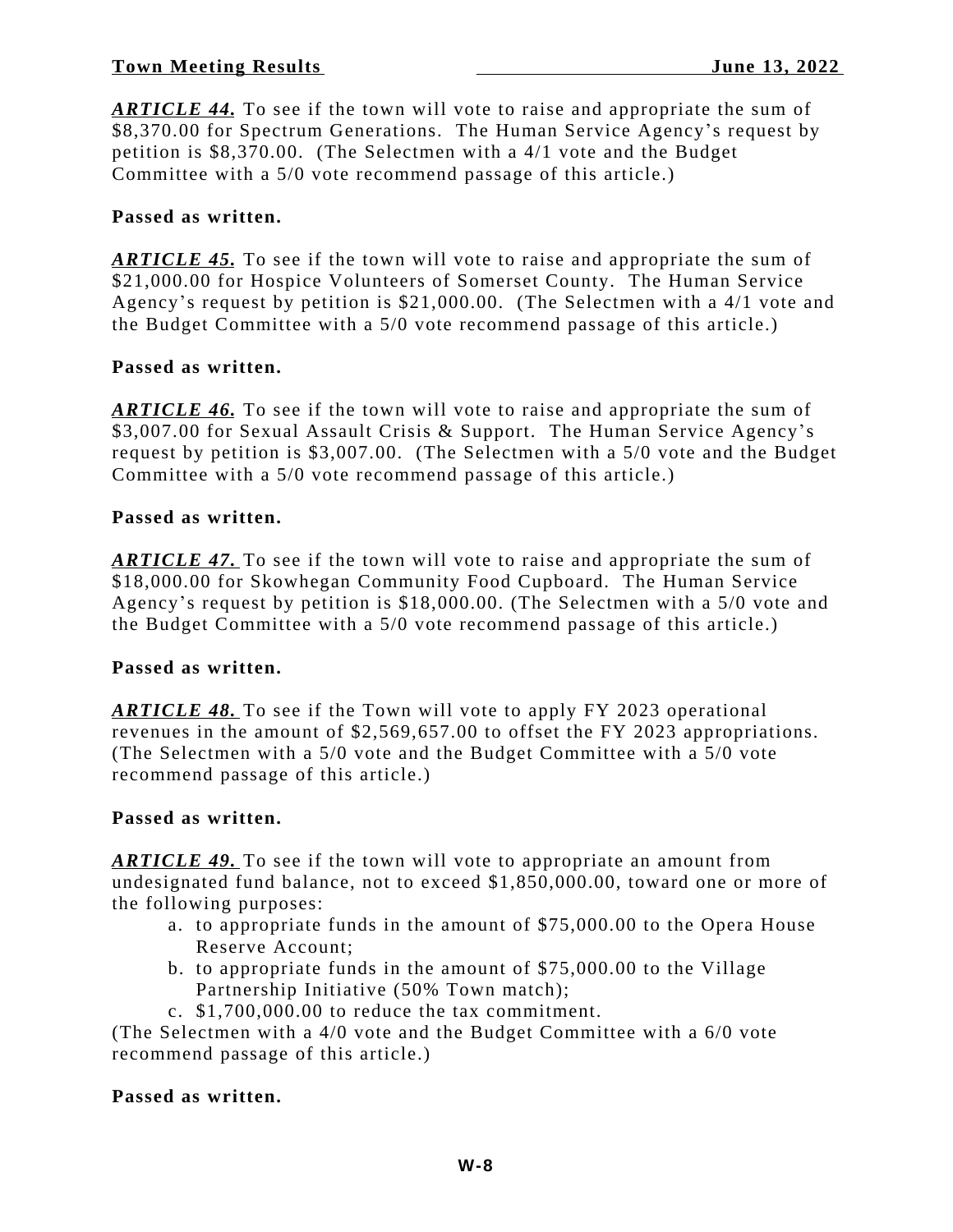***ARTICLE 44.*** To see if the town will vote to raise and appropriate the sum of $8,370.00 for Spectrum Generations. The Human Service Agency's request by petition is $8,370.00. (The Selectmen with a 4/1 vote and the Budget Committee with a 5/0 vote recommend passage of this article.)

**Passed as written.**

***ARTICLE 45.*** To see if the town will vote to raise and appropriate the sum of $21,000.00 for Hospice Volunteers of Somerset County. The Human Service Agency's request by petition is $21,000.00. (The Selectmen with a 4/1 vote and the Budget Committee with a 5/0 vote recommend passage of this article.)

**Passed as written.**

***ARTICLE 46.*** To see if the town will vote to raise and appropriate the sum of $3,007.00 for Sexual Assault Crisis & Support. The Human Service Agency's request by petition is $3,007.00. (The Selectmen with a 5/0 vote and the Budget Committee with a 5/0 vote recommend passage of this article.)

**Passed as written.**

***ARTICLE 47.*** To see if the town will vote to raise and appropriate the sum of $18,000.00 for Skowhegan Community Food Cupboard. The Human Service Agency's request by petition is $18,000.00. (The Selectmen with a 5/0 vote and the Budget Committee with a 5/0 vote recommend passage of this article.)

**Passed as written.**

***ARTICLE 48.*** To see if the Town will vote to apply FY 2023 operational revenues in the amount of $2,569,657.00 to offset the FY 2023 appropriations. (The Selectmen with a 5/0 vote and the Budget Committee with a 5/0 vote recommend passage of this article.)

**Passed as written.**

***ARTICLE 49.*** To see if the town will vote to appropriate an amount from undesignated fund balance, not to exceed $1,850,000.00, toward one or more of the following purposes:

a. to appropriate funds in the amount of $75,000.00 to the Opera House Reserve Account;
b. to appropriate funds in the amount of $75,000.00 to the Village Partnership Initiative (50% Town match);
c. $1,700,000.00 to reduce the tax commitment.

(The Selectmen with a 4/0 vote and the Budget Committee with a 6/0 vote recommend passage of this article.)

**Passed as written.**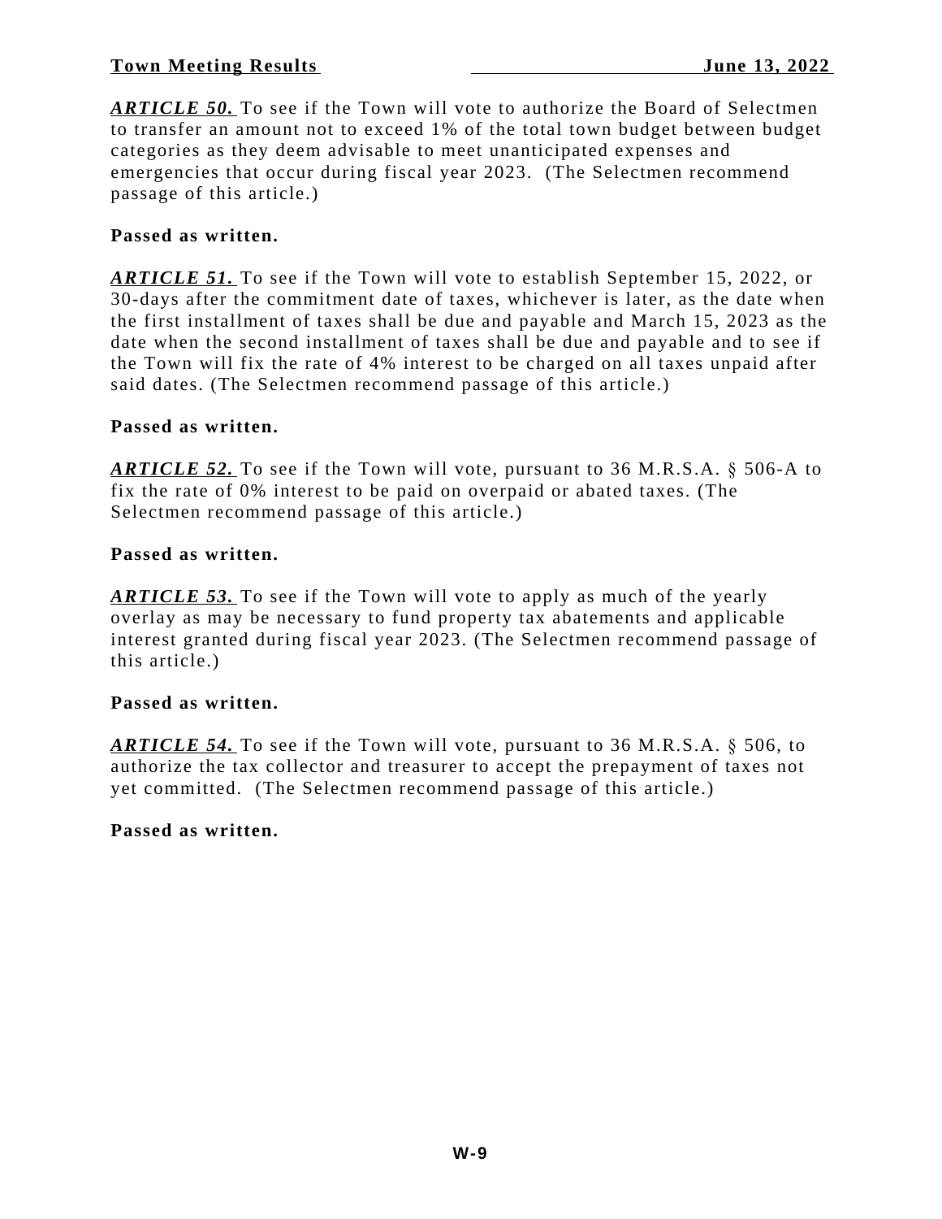***ARTICLE 50.*** To see if the Town will vote to authorize the Board of Selectmen to transfer an amount not to exceed 1% of the total town budget between budget categories as they deem advisable to meet unanticipated expenses and emergencies that occur during fiscal year 2023. (The Selectmen recommend passage of this article.)

**Passed as written.**

***ARTICLE 51.*** To see if the Town will vote to establish September 15, 2022, or 30-days after the commitment date of taxes, whichever is later, as the date when the first installment of taxes shall be due and payable and March 15, 2023 as the date when the second installment of taxes shall be due and payable and to see if the Town will fix the rate of 4% interest to be charged on all taxes unpaid after said dates. (The Selectmen recommend passage of this article.)

**Passed as written.**

***ARTICLE 52.*** To see if the Town will vote, pursuant to 36 M.R.S.A. § 506-A to fix the rate of 0% interest to be paid on overpaid or abated taxes. (The Selectmen recommend passage of this article.)

**Passed as written.**

***ARTICLE 53.*** To see if the Town will vote to apply as much of the yearly overlay as may be necessary to fund property tax abatements and applicable interest granted during fiscal year 2023. (The Selectmen recommend passage of this article.)

**Passed as written.**

***ARTICLE 54.*** To see if the Town will vote, pursuant to 36 M.R.S.A. § 506, to authorize the tax collector and treasurer to accept the prepayment of taxes not yet committed. (The Selectmen recommend passage of this article.)

**Passed as written.**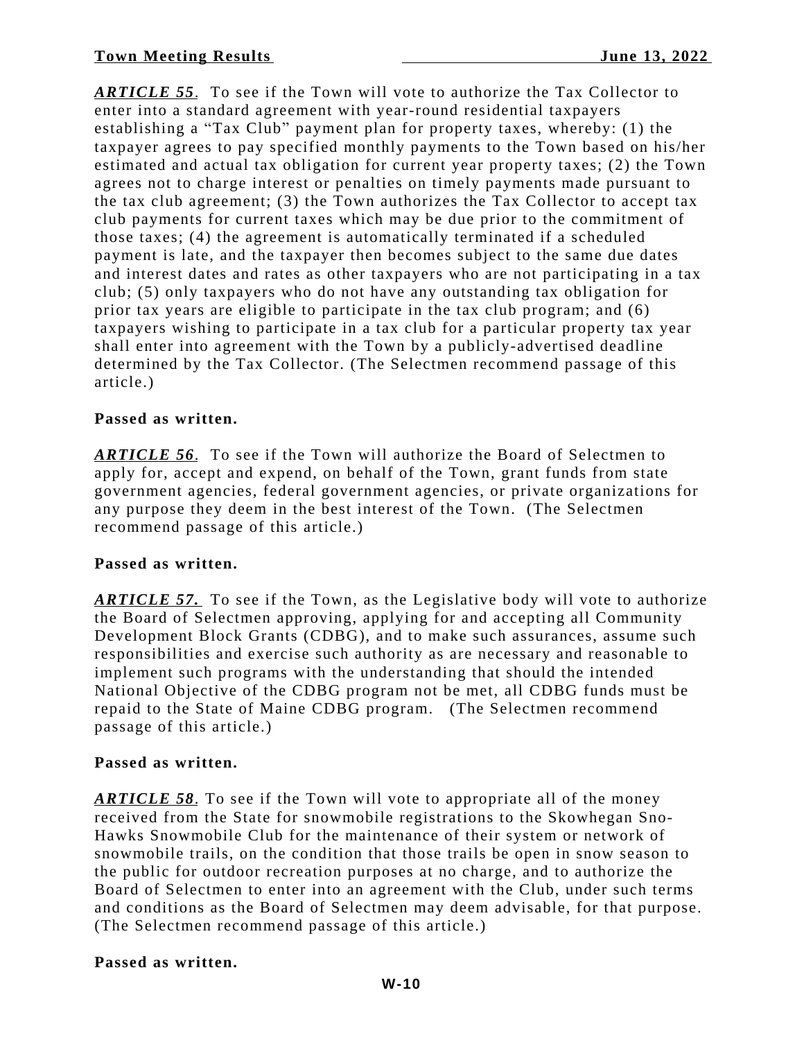***ARTICLE 55***. To see if the Town will vote to authorize the Tax Collector to enter into a standard agreement with year-round residential taxpayers establishing a "Tax Club" payment plan for property taxes, whereby: (1) the taxpayer agrees to pay specified monthly payments to the Town based on his/her estimated and actual tax obligation for current year property taxes; (2) the Town agrees not to charge interest or penalties on timely payments made pursuant to the tax club agreement; (3) the Town authorizes the Tax Collector to accept tax club payments for current taxes which may be due prior to the commitment of those taxes; (4) the agreement is automatically terminated if a scheduled payment is late, and the taxpayer then becomes subject to the same due dates and interest dates and rates as other taxpayers who are not participating in a tax club; (5) only taxpayers who do not have any outstanding tax obligation for prior tax years are eligible to participate in the tax club program; and (6) taxpayers wishing to participate in a tax club for a particular property tax year shall enter into agreement with the Town by a publicly-advertised deadline determined by the Tax Collector. (The Selectmen recommend passage of this article.)

**Passed as written.**

***ARTICLE 56***. To see if the Town will authorize the Board of Selectmen to apply for, accept and expend, on behalf of the Town, grant funds from state government agencies, federal government agencies, or private organizations for any purpose they deem in the best interest of the Town. (The Selectmen recommend passage of this article.)

**Passed as written.**

***ARTICLE 57.*** To see if the Town, as the Legislative body will vote to authorize the Board of Selectmen approving, applying for and accepting all Community Development Block Grants (CDBG), and to make such assurances, assume such responsibilities and exercise such authority as are necessary and reasonable to implement such programs with the understanding that should the intended National Objective of the CDBG program not be met, all CDBG funds must be repaid to the State of Maine CDBG program. (The Selectmen recommend passage of this article.)

**Passed as written.**

***ARTICLE 58***. To see if the Town will vote to appropriate all of the money received from the State for snowmobile registrations to the Skowhegan Sno-Hawks Snowmobile Club for the maintenance of their system or network of snowmobile trails, on the condition that those trails be open in snow season to the public for outdoor recreation purposes at no charge, and to authorize the Board of Selectmen to enter into an agreement with the Club, under such terms and conditions as the Board of Selectmen may deem advisable, for that purpose. (The Selectmen recommend passage of this article.)

**Passed as written.**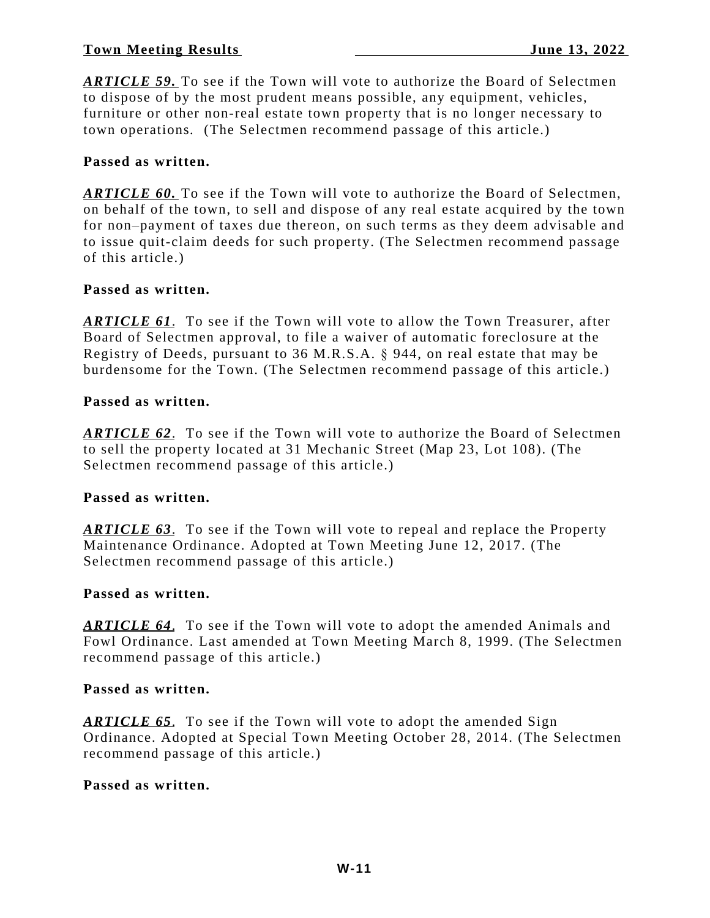***ARTICLE 59.*** To see if the Town will vote to authorize the Board of Selectmen to dispose of by the most prudent means possible, any equipment, vehicles, furniture or other non-real estate town property that is no longer necessary to town operations. (The Selectmen recommend passage of this article.)

**Passed as written.**

***ARTICLE 60.*** To see if the Town will vote to authorize the Board of Selectmen, on behalf of the town, to sell and dispose of any real estate acquired by the town for non–payment of taxes due thereon, on such terms as they deem advisable and to issue quit-claim deeds for such property. (The Selectmen recommend passage of this article.)

**Passed as written.**

***ARTICLE 61***. To see if the Town will vote to allow the Town Treasurer, after Board of Selectmen approval, to file a waiver of automatic foreclosure at the Registry of Deeds, pursuant to 36 M.R.S.A. § 944, on real estate that may be burdensome for the Town. (The Selectmen recommend passage of this article.)

**Passed as written.**

***ARTICLE 62***. To see if the Town will vote to authorize the Board of Selectmen to sell the property located at 31 Mechanic Street (Map 23, Lot 108). (The Selectmen recommend passage of this article.)

**Passed as written.**

***ARTICLE 63***. To see if the Town will vote to repeal and replace the Property Maintenance Ordinance. Adopted at Town Meeting June 12, 2017. (The Selectmen recommend passage of this article.)

**Passed as written.**

***ARTICLE 64***. To see if the Town will vote to adopt the amended Animals and Fowl Ordinance. Last amended at Town Meeting March 8, 1999. (The Selectmen recommend passage of this article.)

**Passed as written.**

***ARTICLE 65***. To see if the Town will vote to adopt the amended Sign Ordinance. Adopted at Special Town Meeting October 28, 2014. (The Selectmen recommend passage of this article.)

**Passed as written.**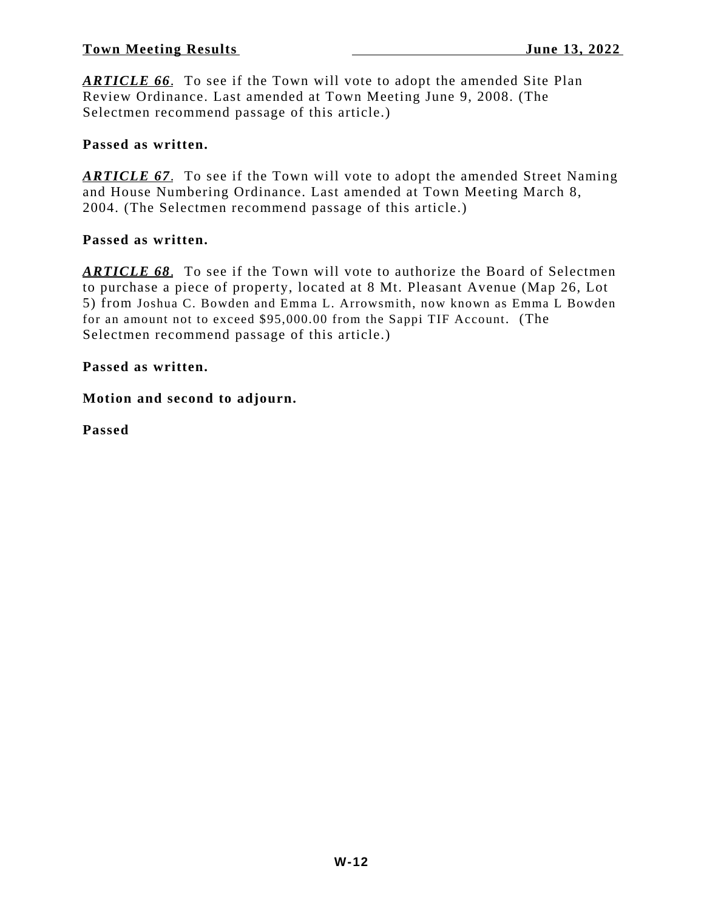***ARTICLE 66***. To see if the Town will vote to adopt the amended Site Plan Review Ordinance. Last amended at Town Meeting June 9, 2008. (The Selectmen recommend passage of this article.)

**Passed as written.**

***ARTICLE 67***. To see if the Town will vote to adopt the amended Street Naming and House Numbering Ordinance. Last amended at Town Meeting March 8, 2004. (The Selectmen recommend passage of this article.)

**Passed as written.**

***ARTICLE 68***. To see if the Town will vote to authorize the Board of Selectmen to purchase a piece of property, located at 8 Mt. Pleasant Avenue (Map 26, Lot 5) from Joshua C. Bowden and Emma L. Arrowsmith, now known as Emma L Bowden for an amount not to exceed $95,000.00 from the Sappi TIF Account. (The Selectmen recommend passage of this article.)

**Passed as written.**

**Motion and second to adjourn.**

**Passed**